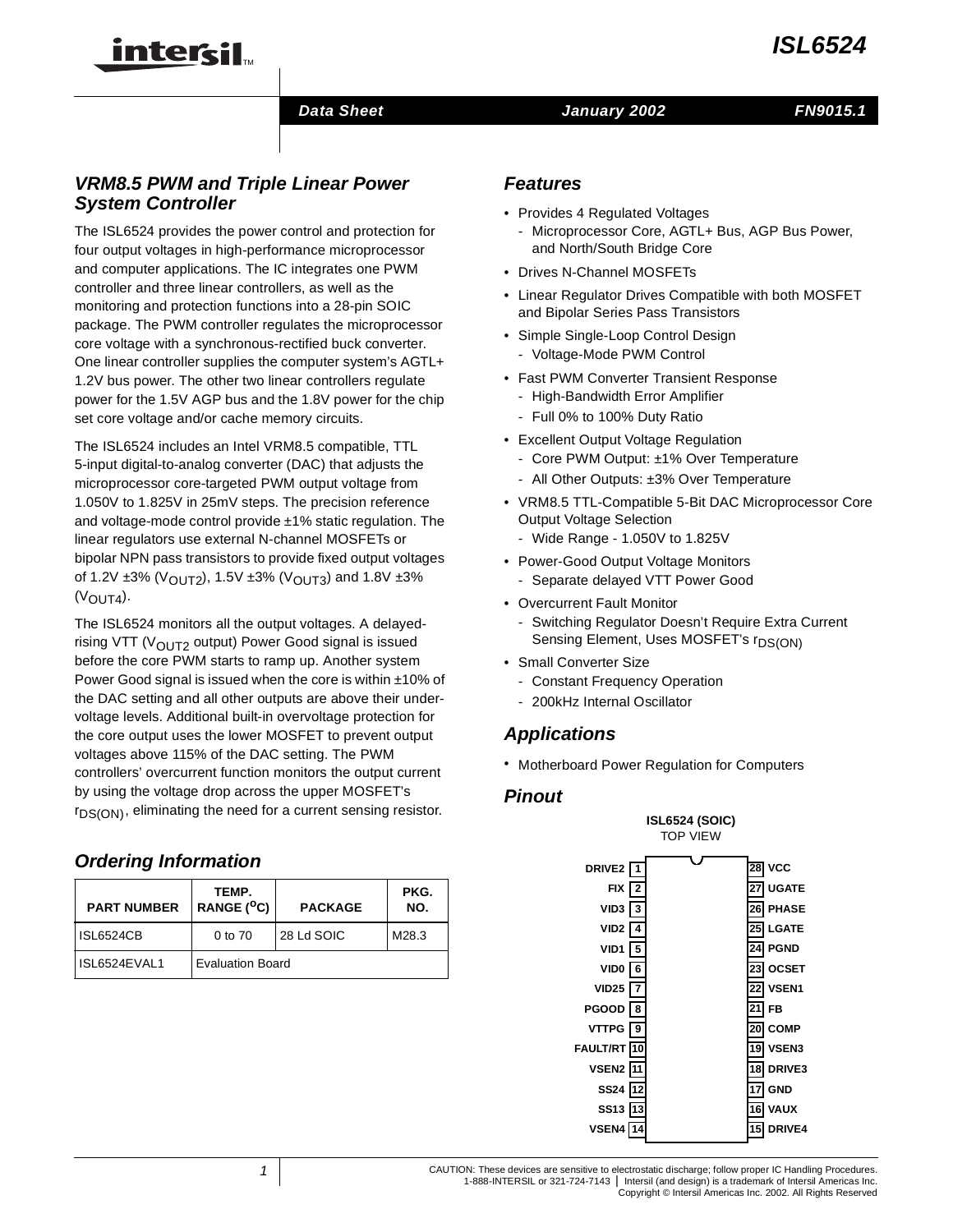# ISL6524

Data Sheet | January 2002 | FN9015.1

## VRM8.5 PWM and Triple Linear Power System Controller

The ISL6524 provides the power control and protection for four output voltages in high-performance microprocessor and computer applications. The IC integrates one PWM controller and three linear controllers, as well as the monitoring and protection functions into a 28-pin SOIC package. The PWM controller regulates the microprocessor core voltage with a synchronous-rectified buck converter. One linear controller supplies the computer system's AGTL+ 1.2V bus power. The other two linear controllers regulate power for the 1.5V AGP bus and the 1.8V power for the chip set core voltage and/or cache memory circuits.

The ISL6524 includes an Intel VRM8.5 compatible, TTL 5-input digital-to-analog converter (DAC) that adjusts the microprocessor core-targeted PWM output voltage from 1.050V to 1.825V in 25mV steps. The precision reference and voltage-mode control provide ±1% static regulation. The linear regulators use external N-channel MOSFETs or bipolar NPN pass transistors to provide fixed output voltages of 1.2V ±3% ($V_{OUT2}$), 1.5V ±3% ($V_{OUT3}$) and 1.8V ±3% ($V_{OUT4}$).

The ISL6524 monitors all the output voltages. A delayed-rising VTT ($V_{OUT2}$ output) Power Good signal is issued before the core PWM starts to ramp up. Another system Power Good signal is issued when the core is within ±10% of the DAC setting and all other outputs are above their under-voltage levels. Additional built-in overvoltage protection for the core output uses the lower MOSFET to prevent output voltages above 115% of the DAC setting. The PWM controllers' overcurrent function monitors the output current by using the voltage drop across the upper MOSFET's $r_{DS(ON)}$, eliminating the need for a current sensing resistor.

## Ordering Information

| PART NUMBER | TEMP. RANGE ($^oC$) | PACKAGE | PKG. NO. |
|---|---|---|---|
| ISL6524CB | 0 to 70 | 28 Ld SOIC | M28.3 |
| ISL6524EVAL1 | Evaluation Board | | |

## Features

- Provides 4 Regulated Voltages
  - Microprocessor Core, AGTL+ Bus, AGP Bus Power, and North/South Bridge Core
- Drives N-Channel MOSFETs
- Linear Regulator Drives Compatible with both MOSFET and Bipolar Series Pass Transistors
- Simple Single-Loop Control Design
  - Voltage-Mode PWM Control
- Fast PWM Converter Transient Response
  - High-Bandwidth Error Amplifier
  - Full 0% to 100% Duty Ratio
- Excellent Output Voltage Regulation
  - Core PWM Output: ±1% Over Temperature
  - All Other Outputs: ±3% Over Temperature
- VRM8.5 TTL-Compatible 5-Bit DAC Microprocessor Core Output Voltage Selection
  - Wide Range - 1.050V to 1.825V
- Power-Good Output Voltage Monitors
  - Separate delayed VTT Power Good
- Overcurrent Fault Monitor
  - Switching Regulator Doesn't Require Extra Current Sensing Element, Uses MOSFET's $r_{DS(ON)}$
- Small Converter Size
  - Constant Frequency Operation
  - 200kHz Internal Oscillator

## Applications

- Motherboard Power Regulation for Computers

## Pinout

ISL6524 (SOIC)
TOP VIEW

| Pin | Name | Pin | Name |
|---|---|---|---|
| 1 | DRIVE2 | 28 | VCC |
| 2 | FIX | 27 | UGATE |
| 3 | VID3 | 26 | PHASE |
| 4 | VID2 | 25 | LGATE |
| 5 | VID1 | 24 | PGND |
| 6 | VID0 | 23 | OCSET |
| 7 | VID25 | 22 | VSEN1 |
| 8 | PGOOD | 21 | FB |
| 9 | VTTPG | 20 | COMP |
| 10 | FAULT/RT | 19 | VSEN3 |
| 11 | VSEN2 | 18 | DRIVE3 |
| 12 | SS24 | 17 | GND |
| 13 | SS13 | 16 | VAUX |
| 14 | VSEN4 | 15 | DRIVE4 |

CAUTION: These devices are sensitive to electrostatic discharge; follow proper IC Handling Procedures.
1-888-INTERSIL or 321-724-7143 | Intersil (and design) is a trademark of Intersil Americas Inc.
Copyright © Intersil Americas Inc. 2002. All Rights Reserved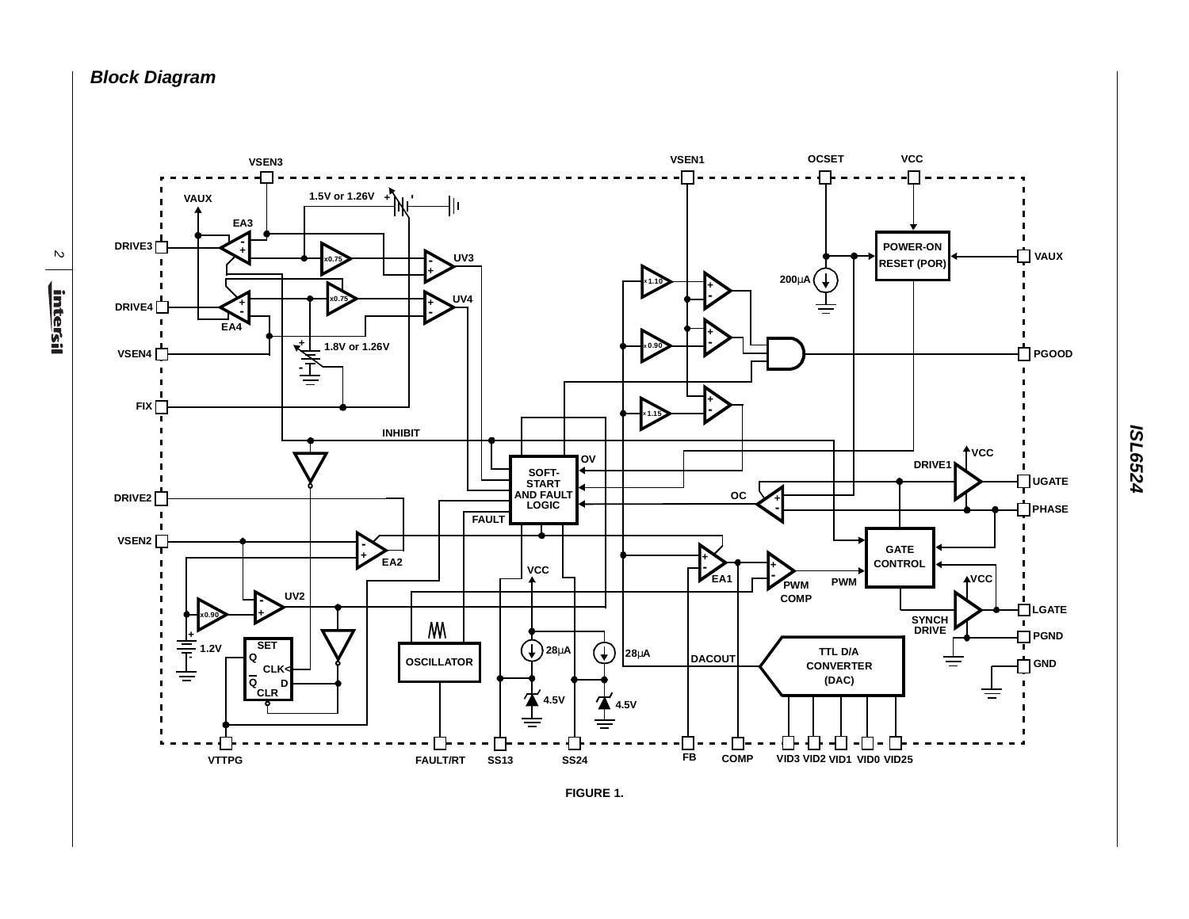## Block Diagram

FIGURE 1.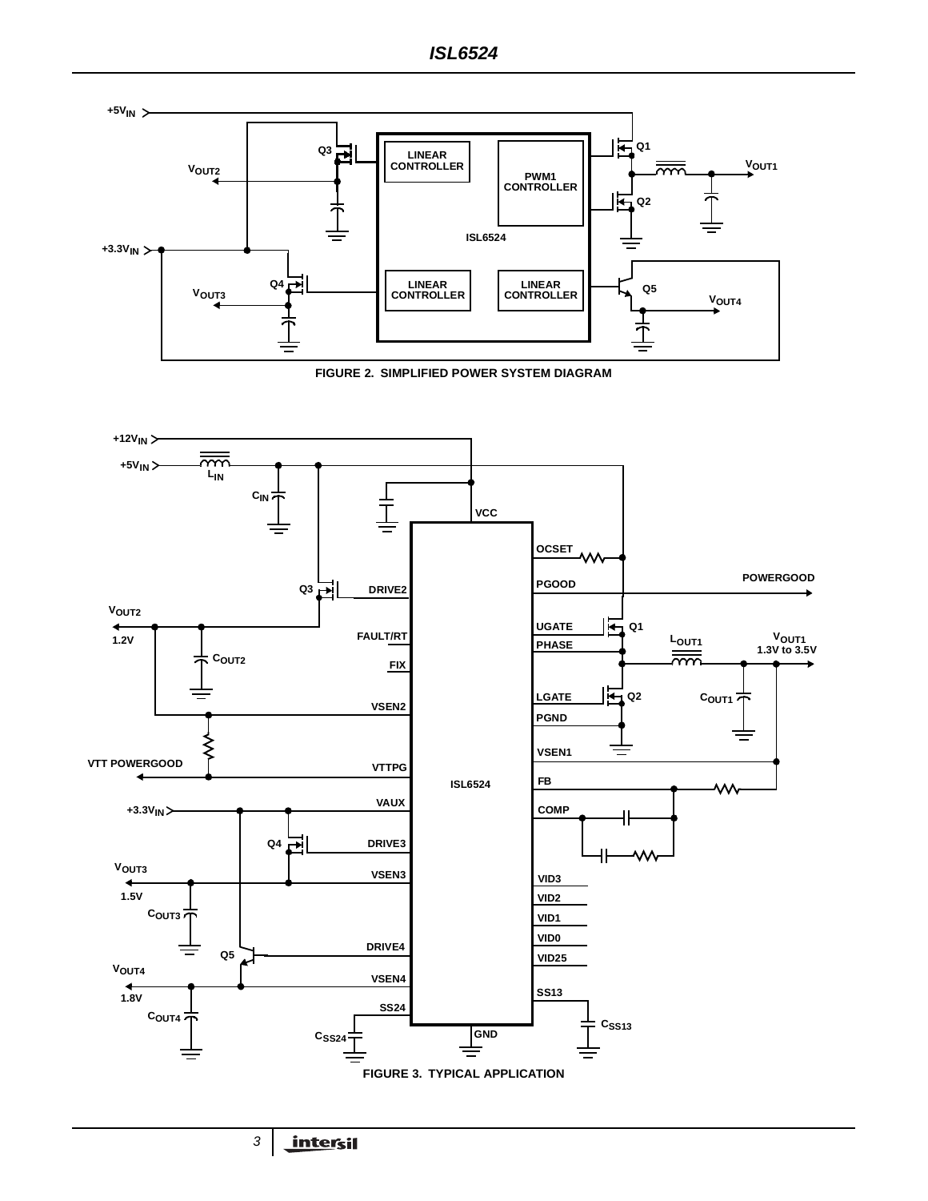FIGURE 2. SIMPLIFIED POWER SYSTEM DIAGRAM

FIGURE 3. TYPICAL APPLICATION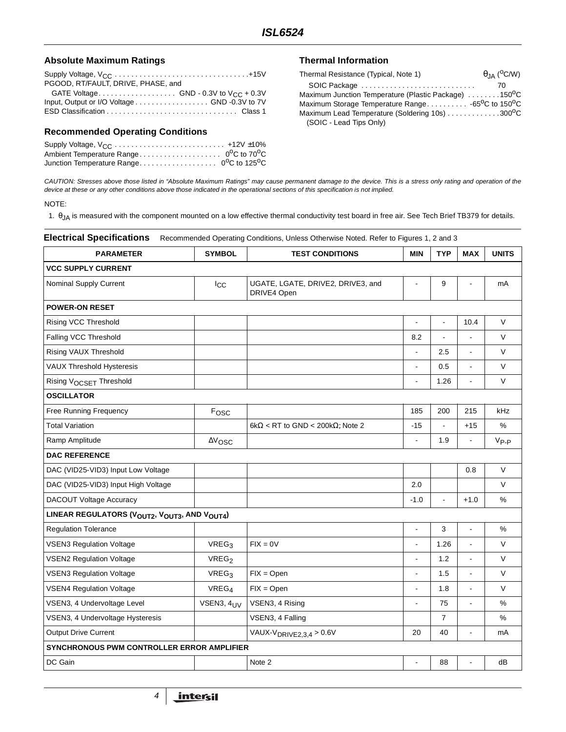## Absolute Maximum Ratings

Supply Voltage, $V_{CC}$ . . . . . . . . . . . . . . . . . . . . . . . . . . . . . . . . +15V
PGOOD, RT/FAULT, DRIVE, PHASE, and
GATE Voltage . . . . . . . . . . . . . . . . . . . GND - 0.3V to $V_{CC}$ + 0.3V
Input, Output or I/O Voltage . . . . . . . . . . . . . . . . . GND -0.3V to 7V
ESD Classification . . . . . . . . . . . . . . . . . . . . . . . . . . . . . . . Class 1

## Recommended Operating Conditions

Supply Voltage, $V_{CC}$ . . . . . . . . . . . . . . . . . . . . . . . . . . +12V ±10%
Ambient Temperature Range . . . . . . . . . . . . . . . . . . . . $0^oC$ to $70^oC$
Junction Temperature Range . . . . . . . . . . . . . . . . . . . $0^oC$ to $125^oC$

## Thermal Information

| Thermal Resistance (Typical, Note 1) | $\theta_{JA}$ ($^oC/W$) |
|---|---|
| SOIC Package . . . . . . . . . . . . . . . . . . . . . . . . . . . | 70 |

Maximum Junction Temperature (Plastic Package) . . . . . . . . $150^oC$
Maximum Storage Temperature Range . . . . . . . . . . $-65^oC$ to $150^oC$
Maximum Lead Temperature (Soldering 10s) . . . . . . . . . . . . $300^oC$
(SOIC - Lead Tips Only)

*CAUTION: Stresses above those listed in "Absolute Maximum Ratings" may cause permanent damage to the device. This is a stress only rating and operation of the device at these or any other conditions above those indicated in the operational sections of this specification is not implied.*

NOTE:

1. $\theta_{JA}$ is measured with the component mounted on a low effective thermal conductivity test board in free air. See Tech Brief TB379 for details.

**Electrical Specifications** Recommended Operating Conditions, Unless Otherwise Noted. Refer to Figures 1, 2 and 3

| PARAMETER | SYMBOL | TEST CONDITIONS | MIN | TYP | MAX | UNITS |
|---|---|---|---|---|---|---|
| **VCC SUPPLY CURRENT** | | | | | | |
| Nominal Supply Current | $I_{CC}$ | UGATE, LGATE, DRIVE2, DRIVE3, and DRIVE4 Open | - | 9 | - | mA |
| **POWER-ON RESET** | | | | | | |
| Rising VCC Threshold | | | - | - | 10.4 | V |
| Falling VCC Threshold | | | 8.2 | - | - | V |
| Rising VAUX Threshold | | | - | 2.5 | - | V |
| VAUX Threshold Hysteresis | | | - | 0.5 | - | V |
| Rising $V_{OCSET}$ Threshold | | | - | 1.26 | - | V |
| **OSCILLATOR** | | | | | | |
| Free Running Frequency | $F_{OSC}$ | | 185 | 200 | 215 | kHz |
| Total Variation | | 6kΩ < RT to GND < 200kΩ; Note 2 | -15 | - | +15 | % |
| Ramp Amplitude | $\Delta V_{OSC}$ | | - | 1.9 | - | $V_{P-P}$ |
| **DAC REFERENCE** | | | | | | |
| DAC (VID25-VID3) Input Low Voltage | | | | | 0.8 | V |
| DAC (VID25-VID3) Input High Voltage | | | 2.0 | | | V |
| DACOUT Voltage Accuracy | | | -1.0 | - | +1.0 | % |
| **LINEAR REGULATORS ($V_{OUT2}$, $V_{OUT3}$, AND $V_{OUT4}$)** | | | | | | |
| Regulation Tolerance | | | - | 3 | - | % |
| VSEN3 Regulation Voltage | $VREG_3$ | FIX = 0V | - | 1.26 | - | V |
| VSEN2 Regulation Voltage | $VREG_2$ | | - | 1.2 | - | V |
| VSEN3 Regulation Voltage | $VREG_3$ | FIX = Open | - | 1.5 | - | V |
| VSEN4 Regulation Voltage | $VREG_4$ | FIX = Open | - | 1.8 | - | V |
| VSEN3, 4 Undervoltage Level | VSEN3, $4_{UV}$ | VSEN3, 4 Rising | - | 75 | - | % |
| VSEN3, 4 Undervoltage Hysteresis | | VSEN3, 4 Falling | | 7 | | % |
| Output Drive Current | | VAUX-$V_{DRIVE2,3,4}$ > 0.6V | 20 | 40 | - | mA |
| **SYNCHRONOUS PWM CONTROLLER ERROR AMPLIFIER** | | | | | | |
| DC Gain | | Note 2 | - | 88 | - | dB |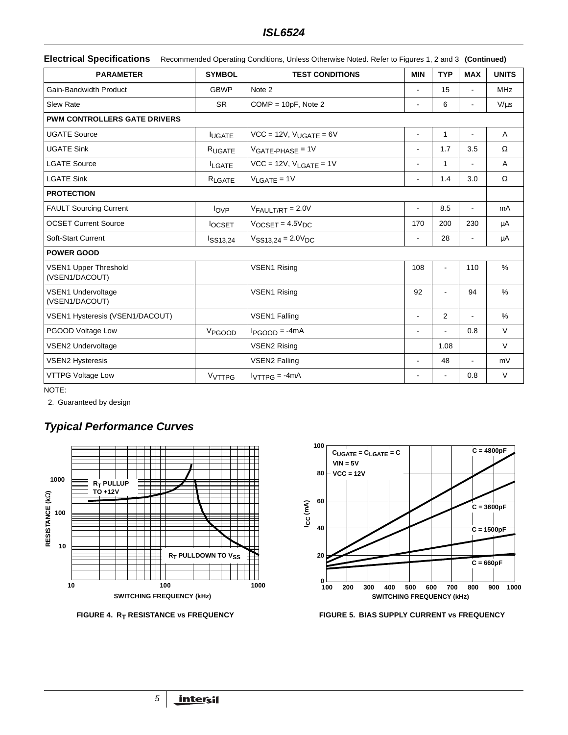**Electrical Specifications** Recommended Operating Conditions, Unless Otherwise Noted. Refer to Figures 1, 2 and 3 **(Continued)**

| PARAMETER | SYMBOL | TEST CONDITIONS | MIN | TYP | MAX | UNITS |
|---|---|---|---|---|---|---|
| Gain-Bandwidth Product | GBWP | Note 2 | - | 15 | - | MHz |
| Slew Rate | SR | COMP = 10pF, Note 2 | - | 6 | - | V/µs |
| **PWM CONTROLLERS GATE DRIVERS** | | | | | | |
| UGATE Source | $I_{UGATE}$ | VCC = 12V, $V_{UGATE}$ = 6V | - | 1 | - | A |
| UGATE Sink | $R_{UGATE}$ | $V_{GATE-PHASE}$ = 1V | - | 1.7 | 3.5 | Ω |
| LGATE Source | $I_{LGATE}$ | VCC = 12V, $V_{LGATE}$ = 1V | - | 1 | - | A |
| LGATE Sink | $R_{LGATE}$ | $V_{LGATE}$ = 1V | - | 1.4 | 3.0 | Ω |
| **PROTECTION** | | | | | | |
| FAULT Sourcing Current | $I_{OVP}$ | $V_{FAULT/RT}$ = 2.0V | - | 8.5 | - | mA |
| OCSET Current Source | $I_{OCSET}$ | $V_{OCSET}$ = 4.5$V_{DC}$ | 170 | 200 | 230 | µA |
| Soft-Start Current | $I_{SS13,24}$ | $V_{SS13,24}$ = 2.0$V_{DC}$ | - | 28 | - | µA |
| **POWER GOOD** | | | | | | |
| VSEN1 Upper Threshold (VSEN1/DACOUT) | | VSEN1 Rising | 108 | - | 110 | % |
| VSEN1 Undervoltage (VSEN1/DACOUT) | | VSEN1 Rising | 92 | - | 94 | % |
| VSEN1 Hysteresis (VSEN1/DACOUT) | | VSEN1 Falling | - | 2 | - | % |
| PGOOD Voltage Low | $V_{PGOOD}$ | $I_{PGOOD}$ = -4mA | - | - | 0.8 | V |
| VSEN2 Undervoltage | | VSEN2 Rising | | 1.08 | | V |
| VSEN2 Hysteresis | | VSEN2 Falling | - | 48 | - | mV |
| VTTPG Voltage Low | $V_{VTTPG}$ | $I_{VTTPG}$ = -4mA | - | - | 0.8 | V |

NOTE:

2. Guaranteed by design

## *Typical Performance Curves*

FIGURE 4. $R_T$ RESISTANCE vs FREQUENCY

FIGURE 5. BIAS SUPPLY CURRENT vs FREQUENCY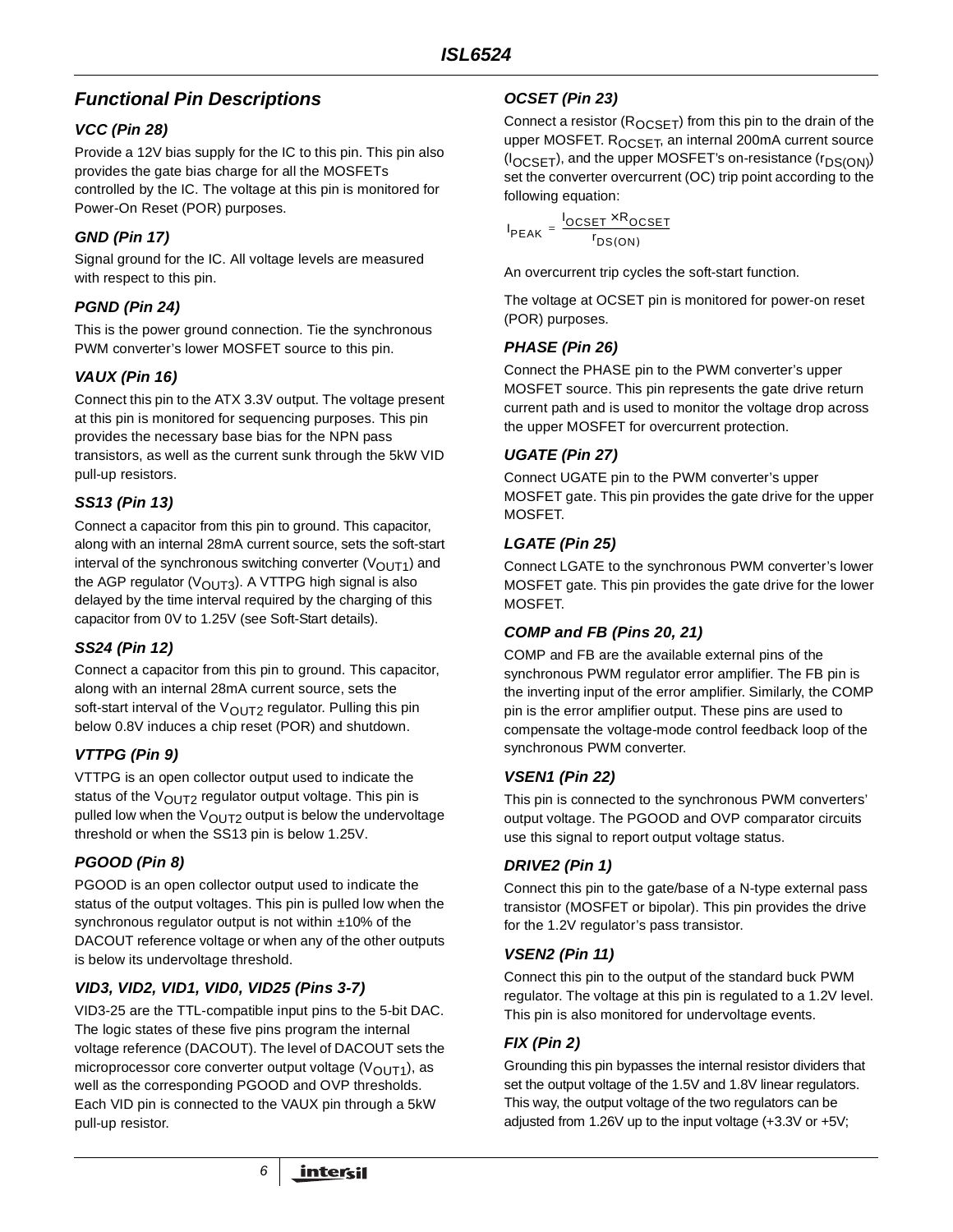## Functional Pin Descriptions

### VCC (Pin 28)

Provide a 12V bias supply for the IC to this pin. This pin also provides the gate bias charge for all the MOSFETs controlled by the IC. The voltage at this pin is monitored for Power-On Reset (POR) purposes.

### GND (Pin 17)

Signal ground for the IC. All voltage levels are measured with respect to this pin.

### PGND (Pin 24)

This is the power ground connection. Tie the synchronous PWM converter's lower MOSFET source to this pin.

### VAUX (Pin 16)

Connect this pin to the ATX 3.3V output. The voltage present at this pin is monitored for sequencing purposes. This pin provides the necessary base bias for the NPN pass transistors, as well as the current sunk through the 5kW VID pull-up resistors.

### SS13 (Pin 13)

Connect a capacitor from this pin to ground. This capacitor, along with an internal 28mA current source, sets the soft-start interval of the synchronous switching converter ($V_{OUT1}$) and the AGP regulator ($V_{OUT3}$). A VTTPG high signal is also delayed by the time interval required by the charging of this capacitor from 0V to 1.25V (see Soft-Start details).

### SS24 (Pin 12)

Connect a capacitor from this pin to ground. This capacitor, along with an internal 28mA current source, sets the soft-start interval of the $V_{OUT2}$ regulator. Pulling this pin below 0.8V induces a chip reset (POR) and shutdown.

### VTTPG (Pin 9)

VTTPG is an open collector output used to indicate the status of the $V_{OUT2}$ regulator output voltage. This pin is pulled low when the $V_{OUT2}$ output is below the undervoltage threshold or when the SS13 pin is below 1.25V.

### PGOOD (Pin 8)

PGOOD is an open collector output used to indicate the status of the output voltages. This pin is pulled low when the synchronous regulator output is not within ±10% of the DACOUT reference voltage or when any of the other outputs is below its undervoltage threshold.

### VID3, VID2, VID1, VID0, VID25 (Pins 3-7)

VID3-25 are the TTL-compatible input pins to the 5-bit DAC. The logic states of these five pins program the internal voltage reference (DACOUT). The level of DACOUT sets the microprocessor core converter output voltage ($V_{OUT1}$), as well as the corresponding PGOOD and OVP thresholds. Each VID pin is connected to the VAUX pin through a 5kW pull-up resistor.

### OCSET (Pin 23)

Connect a resistor ($R_{OCSET}$) from this pin to the drain of the upper MOSFET. $R_{OCSET}$, an internal 200mA current source ($I_{OCSET}$), and the upper MOSFET's on-resistance ($r_{DS(ON)}$) set the converter overcurrent (OC) trip point according to the following equation:

$$I_{PEAK} = \frac{I_{OCSET} \times R_{OCSET}}{r_{DS(ON)}}$$

An overcurrent trip cycles the soft-start function.

The voltage at OCSET pin is monitored for power-on reset (POR) purposes.

### PHASE (Pin 26)

Connect the PHASE pin to the PWM converter's upper MOSFET source. This pin represents the gate drive return current path and is used to monitor the voltage drop across the upper MOSFET for overcurrent protection.

### UGATE (Pin 27)

Connect UGATE pin to the PWM converter's upper MOSFET gate. This pin provides the gate drive for the upper MOSFET.

### LGATE (Pin 25)

Connect LGATE to the synchronous PWM converter's lower MOSFET gate. This pin provides the gate drive for the lower MOSFET.

### COMP and FB (Pins 20, 21)

COMP and FB are the available external pins of the synchronous PWM regulator error amplifier. The FB pin is the inverting input of the error amplifier. Similarly, the COMP pin is the error amplifier output. These pins are used to compensate the voltage-mode control feedback loop of the synchronous PWM converter.

### VSEN1 (Pin 22)

This pin is connected to the synchronous PWM converters' output voltage. The PGOOD and OVP comparator circuits use this signal to report output voltage status.

### DRIVE2 (Pin 1)

Connect this pin to the gate/base of a N-type external pass transistor (MOSFET or bipolar). This pin provides the drive for the 1.2V regulator's pass transistor.

### VSEN2 (Pin 11)

Connect this pin to the output of the standard buck PWM regulator. The voltage at this pin is regulated to a 1.2V level. This pin is also monitored for undervoltage events.

### FIX (Pin 2)

Grounding this pin bypasses the internal resistor dividers that set the output voltage of the 1.5V and 1.8V linear regulators. This way, the output voltage of the two regulators can be adjusted from 1.26V up to the input voltage (+3.3V or +5V;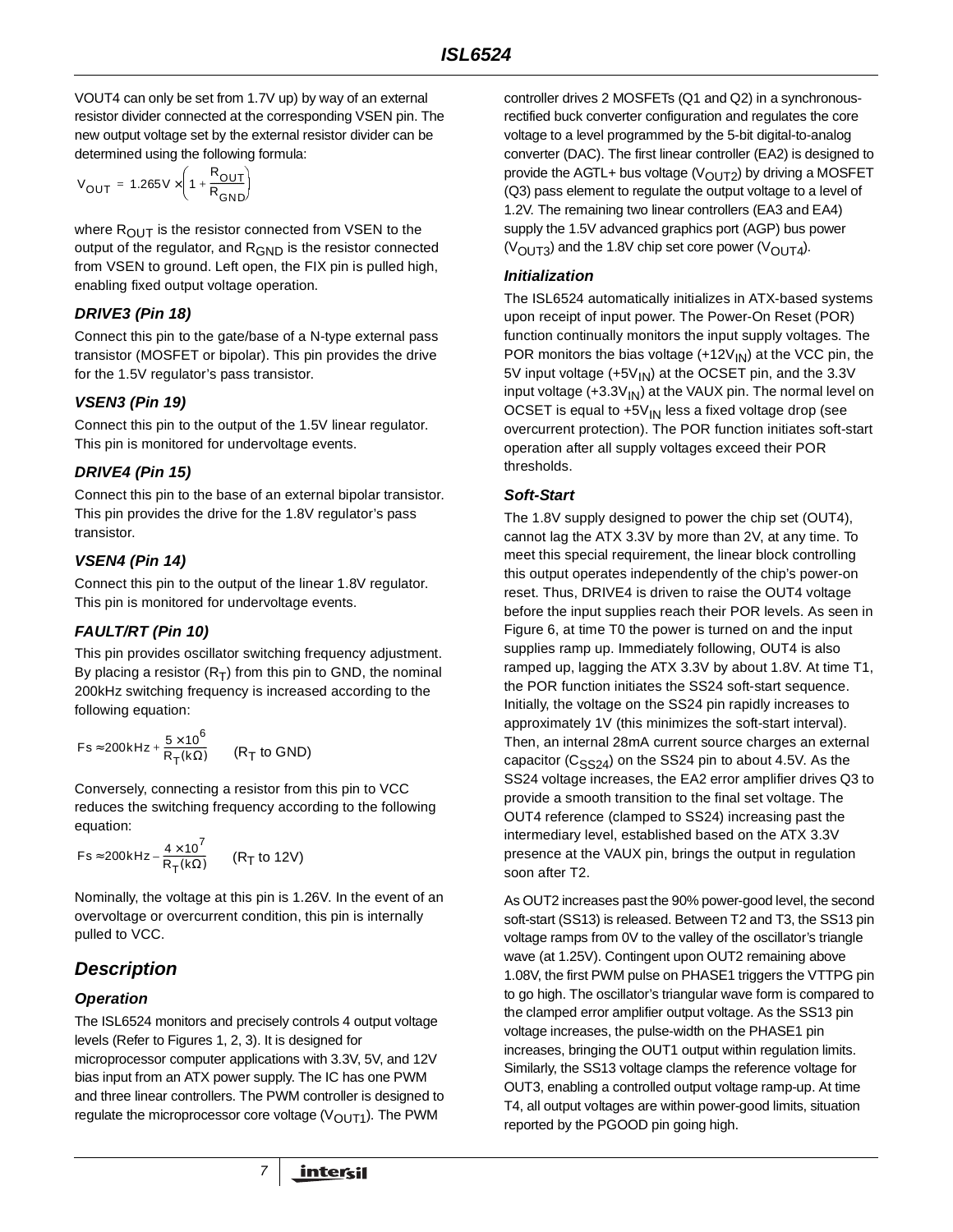VOUT4 can only be set from 1.7V up) by way of an external resistor divider connected at the corresponding VSEN pin. The new output voltage set by the external resistor divider can be determined using the following formula:

$$V_{OUT} = 1.265V \times \left(1 + \frac{R_{OUT}}{R_{GND}}\right)$$

where $R_{OUT}$ is the resistor connected from VSEN to the output of the regulator, and $R_{GND}$ is the resistor connected from VSEN to ground. Left open, the FIX pin is pulled high, enabling fixed output voltage operation.

### *DRIVE3 (Pin 18)*

Connect this pin to the gate/base of a N-type external pass transistor (MOSFET or bipolar). This pin provides the drive for the 1.5V regulator's pass transistor.

### *VSEN3 (Pin 19)*

Connect this pin to the output of the 1.5V linear regulator. This pin is monitored for undervoltage events.

### *DRIVE4 (Pin 15)*

Connect this pin to the base of an external bipolar transistor. This pin provides the drive for the 1.8V regulator's pass transistor.

### *VSEN4 (Pin 14)*

Connect this pin to the output of the linear 1.8V regulator. This pin is monitored for undervoltage events.

### *FAULT/RT (Pin 10)*

This pin provides oscillator switching frequency adjustment. By placing a resistor ($R_T$) from this pin to GND, the nominal 200kHz switching frequency is increased according to the following equation:

$$Fs \approx 200kHz + \frac{5 \times 10^6}{R_T(k\Omega)} \qquad (R_T \text{ to GND})$$

Conversely, connecting a resistor from this pin to VCC reduces the switching frequency according to the following equation:

$$Fs \approx 200kHz - \frac{4 \times 10^7}{R_T(k\Omega)} \qquad (R_T \text{ to 12V})$$

Nominally, the voltage at this pin is 1.26V. In the event of an overvoltage or overcurrent condition, this pin is internally pulled to VCC.

## *Description*

### *Operation*

The ISL6524 monitors and precisely controls 4 output voltage levels (Refer to Figures 1, 2, 3). It is designed for microprocessor computer applications with 3.3V, 5V, and 12V bias input from an ATX power supply. The IC has one PWM and three linear controllers. The PWM controller is designed to regulate the microprocessor core voltage ($V_{OUT1}$). The PWM controller drives 2 MOSFETs (Q1 and Q2) in a synchronous-rectified buck converter configuration and regulates the core voltage to a level programmed by the 5-bit digital-to-analog converter (DAC). The first linear controller (EA2) is designed to provide the AGTL+ bus voltage ($V_{OUT2}$) by driving a MOSFET (Q3) pass element to regulate the output voltage to a level of 1.2V. The remaining two linear controllers (EA3 and EA4) supply the 1.5V advanced graphics port (AGP) bus power ($V_{OUT3}$) and the 1.8V chip set core power ($V_{OUT4}$).

### *Initialization*

The ISL6524 automatically initializes in ATX-based systems upon receipt of input power. The Power-On Reset (POR) function continually monitors the input supply voltages. The POR monitors the bias voltage (+12$V_{IN}$) at the VCC pin, the 5V input voltage (+5$V_{IN}$) at the OCSET pin, and the 3.3V input voltage (+3.3$V_{IN}$) at the VAUX pin. The normal level on OCSET is equal to +5$V_{IN}$ less a fixed voltage drop (see overcurrent protection). The POR function initiates soft-start operation after all supply voltages exceed their POR thresholds.

### *Soft-Start*

The 1.8V supply designed to power the chip set (OUT4), cannot lag the ATX 3.3V by more than 2V, at any time. To meet this special requirement, the linear block controlling this output operates independently of the chip's power-on reset. Thus, DRIVE4 is driven to raise the OUT4 voltage before the input supplies reach their POR levels. As seen in Figure 6, at time T0 the power is turned on and the input supplies ramp up. Immediately following, OUT4 is also ramped up, lagging the ATX 3.3V by about 1.8V. At time T1, the POR function initiates the SS24 soft-start sequence. Initially, the voltage on the SS24 pin rapidly increases to approximately 1V (this minimizes the soft-start interval). Then, an internal 28mA current source charges an external capacitor ($C_{SS24}$) on the SS24 pin to about 4.5V. As the SS24 voltage increases, the EA2 error amplifier drives Q3 to provide a smooth transition to the final set voltage. The OUT4 reference (clamped to SS24) increasing past the intermediary level, established based on the ATX 3.3V presence at the VAUX pin, brings the output in regulation soon after T2.

As OUT2 increases past the 90% power-good level, the second soft-start (SS13) is released. Between T2 and T3, the SS13 pin voltage ramps from 0V to the valley of the oscillator's triangle wave (at 1.25V). Contingent upon OUT2 remaining above 1.08V, the first PWM pulse on PHASE1 triggers the VTTPG pin to go high. The oscillator's triangular wave form is compared to the clamped error amplifier output voltage. As the SS13 pin voltage increases, the pulse-width on the PHASE1 pin increases, bringing the OUT1 output within regulation limits. Similarly, the SS13 voltage clamps the reference voltage for OUT3, enabling a controlled output voltage ramp-up. At time T4, all output voltages are within power-good limits, situation reported by the PGOOD pin going high.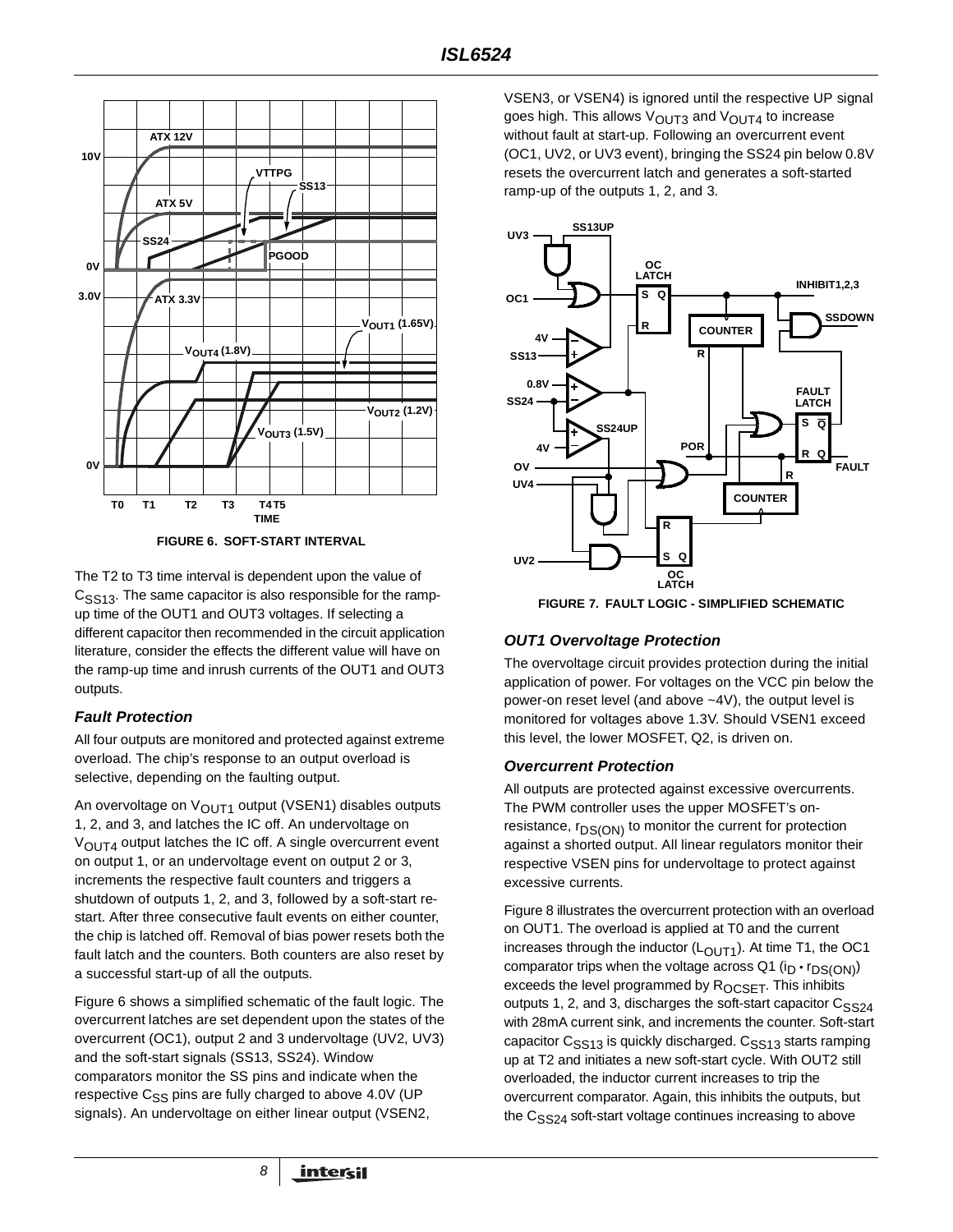FIGURE 6. SOFT-START INTERVAL

The T2 to T3 time interval is dependent upon the value of $C_{SS13}$. The same capacitor is also responsible for the ramp-up time of the OUT1 and OUT3 voltages. If selecting a different capacitor then recommended in the circuit application literature, consider the effects the different value will have on the ramp-up time and inrush currents of the OUT1 and OUT3 outputs.

### Fault Protection

All four outputs are monitored and protected against extreme overload. The chip's response to an output overload is selective, depending on the faulting output.

An overvoltage on $V_{OUT1}$ output (VSEN1) disables outputs 1, 2, and 3, and latches the IC off. An undervoltage on $V_{OUT4}$ output latches the IC off. A single overcurrent event on output 1, or an undervoltage event on output 2 or 3, increments the respective fault counters and triggers a shutdown of outputs 1, 2, and 3, followed by a soft-start re-start. After three consecutive fault events on either counter, the chip is latched off. Removal of bias power resets both the fault latch and the counters. Both counters are also reset by a successful start-up of all the outputs.

Figure 6 shows a simplified schematic of the fault logic. The overcurrent latches are set dependent upon the states of the overcurrent (OC1), output 2 and 3 undervoltage (UV2, UV3) and the soft-start signals (SS13, SS24). Window comparators monitor the SS pins and indicate when the respective $C_{SS}$ pins are fully charged to above 4.0V (UP signals). An undervoltage on either linear output (VSEN2, VSEN3, or VSEN4) is ignored until the respective UP signal goes high. This allows $V_{OUT3}$ and $V_{OUT4}$ to increase without fault at start-up. Following an overcurrent event (OC1, UV2, or UV3 event), bringing the SS24 pin below 0.8V resets the overcurrent latch and generates a soft-started ramp-up of the outputs 1, 2, and 3.

FIGURE 7. FAULT LOGIC - SIMPLIFIED SCHEMATIC

### OUT1 Overvoltage Protection

The overvoltage circuit provides protection during the initial application of power. For voltages on the VCC pin below the power-on reset level (and above ~4V), the output level is monitored for voltages above 1.3V. Should VSEN1 exceed this level, the lower MOSFET, Q2, is driven on.

### Overcurrent Protection

All outputs are protected against excessive overcurrents. The PWM controller uses the upper MOSFET's on-resistance, $r_{DS(ON)}$ to monitor the current for protection against a shorted output. All linear regulators monitor their respective VSEN pins for undervoltage to protect against excessive currents.

Figure 8 illustrates the overcurrent protection with an overload on OUT1. The overload is applied at T0 and the current increases through the inductor ($L_{OUT1}$). At time T1, the OC1 comparator trips when the voltage across Q1 ($i_D \cdot r_{DS(ON)}$) exceeds the level programmed by $R_{OCSET}$. This inhibits outputs 1, 2, and 3, discharges the soft-start capacitor $C_{SS24}$ with 28mA current sink, and increments the counter. Soft-start capacitor $C_{SS13}$ is quickly discharged. $C_{SS13}$ starts ramping up at T2 and initiates a new soft-start cycle. With OUT2 still overloaded, the inductor current increases to trip the overcurrent comparator. Again, this inhibits the outputs, but the $C_{SS24}$ soft-start voltage continues increasing to above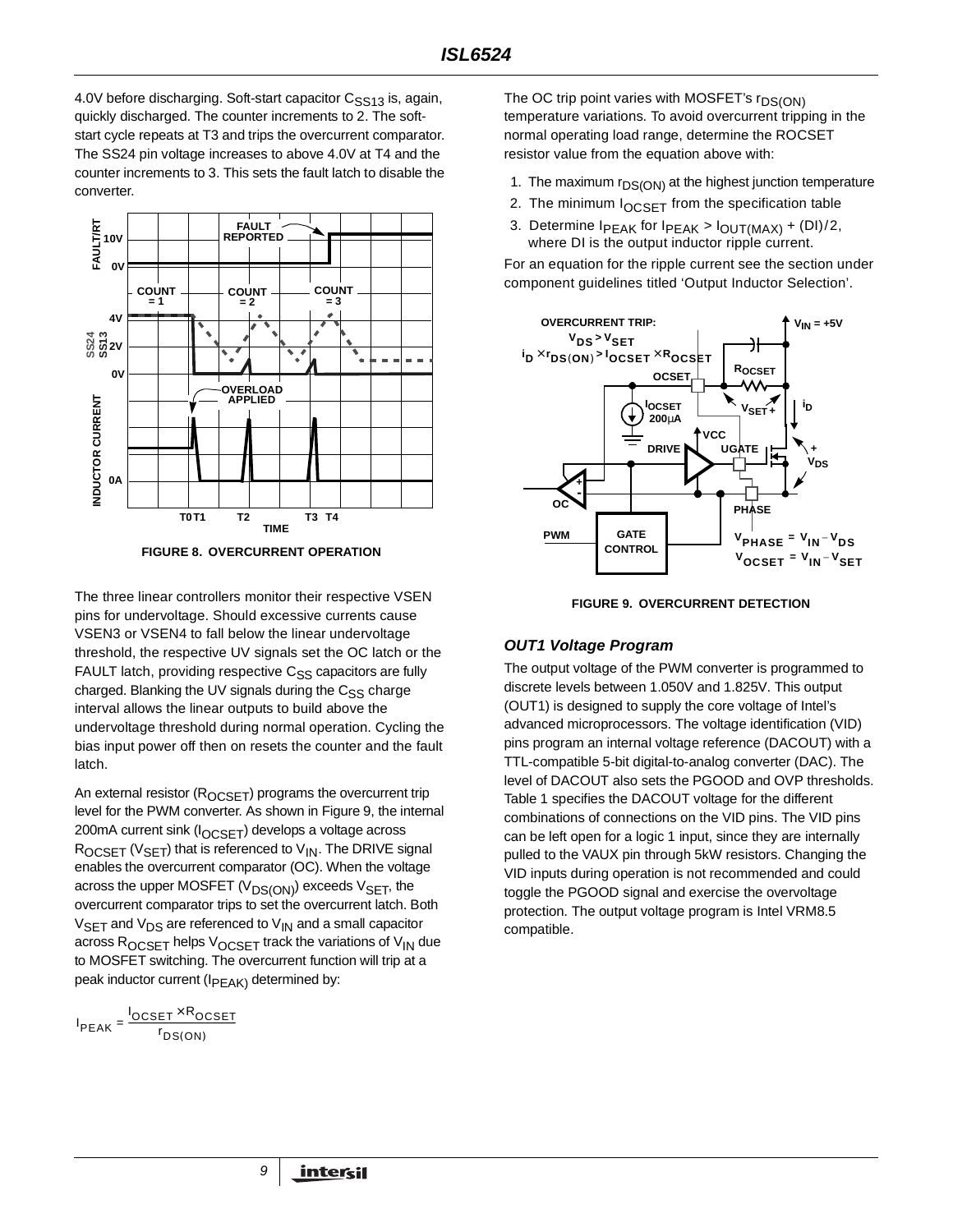4.0V before discharging. Soft-start capacitor $C_{SS13}$ is, again, quickly discharged. The counter increments to 2. The soft-start cycle repeats at T3 and trips the overcurrent comparator. The SS24 pin voltage increases to above 4.0V at T4 and the counter increments to 3. This sets the fault latch to disable the converter.

FIGURE 8. OVERCURRENT OPERATION

The three linear controllers monitor their respective VSEN pins for undervoltage. Should excessive currents cause VSEN3 or VSEN4 to fall below the linear undervoltage threshold, the respective UV signals set the OC latch or the FAULT latch, providing respective $C_{SS}$ capacitors are fully charged. Blanking the UV signals during the $C_{SS}$ charge interval allows the linear outputs to build above the undervoltage threshold during normal operation. Cycling the bias input power off then on resets the counter and the fault latch.

An external resistor ($R_{OCSET}$) programs the overcurrent trip level for the PWM converter. As shown in Figure 9, the internal 200mA current sink ($I_{OCSET}$) develops a voltage across $R_{OCSET}$ ($V_{SET}$) that is referenced to $V_{IN}$. The DRIVE signal enables the overcurrent comparator (OC). When the voltage across the upper MOSFET ($V_{DS(ON)}$) exceeds $V_{SET}$, the overcurrent comparator trips to set the overcurrent latch. Both $V_{SET}$ and $V_{DS}$ are referenced to $V_{IN}$ and a small capacitor across $R_{OCSET}$ helps $V_{OCSET}$ track the variations of $V_{IN}$ due to MOSFET switching. The overcurrent function will trip at a peak inductor current ($I_{PEAK}$) determined by:

$$I_{PEAK} = \frac{I_{OCSET} \times R_{OCSET}}{r_{DS(ON)}}$$

The OC trip point varies with MOSFET's $r_{DS(ON)}$ temperature variations. To avoid overcurrent tripping in the normal operating load range, determine the ROCSET resistor value from the equation above with:

1. The maximum $r_{DS(ON)}$ at the highest junction temperature
2. The minimum $I_{OCSET}$ from the specification table
3. Determine $I_{PEAK}$ for $I_{PEAK} > I_{OUT(MAX)} + (DI)/2$, where DI is the output inductor ripple current.

For an equation for the ripple current see the section under component guidelines titled 'Output Inductor Selection'.

FIGURE 9. OVERCURRENT DETECTION

### OUT1 Voltage Program

The output voltage of the PWM converter is programmed to discrete levels between 1.050V and 1.825V. This output (OUT1) is designed to supply the core voltage of Intel's advanced microprocessors. The voltage identification (VID) pins program an internal voltage reference (DACOUT) with a TTL-compatible 5-bit digital-to-analog converter (DAC). The level of DACOUT also sets the PGOOD and OVP thresholds. Table 1 specifies the DACOUT voltage for the different combinations of connections on the VID pins. The VID pins can be left open for a logic 1 input, since they are internally pulled to the VAUX pin through 5kW resistors. Changing the VID inputs during operation is not recommended and could toggle the PGOOD signal and exercise the overvoltage protection. The output voltage program is Intel VRM8.5 compatible.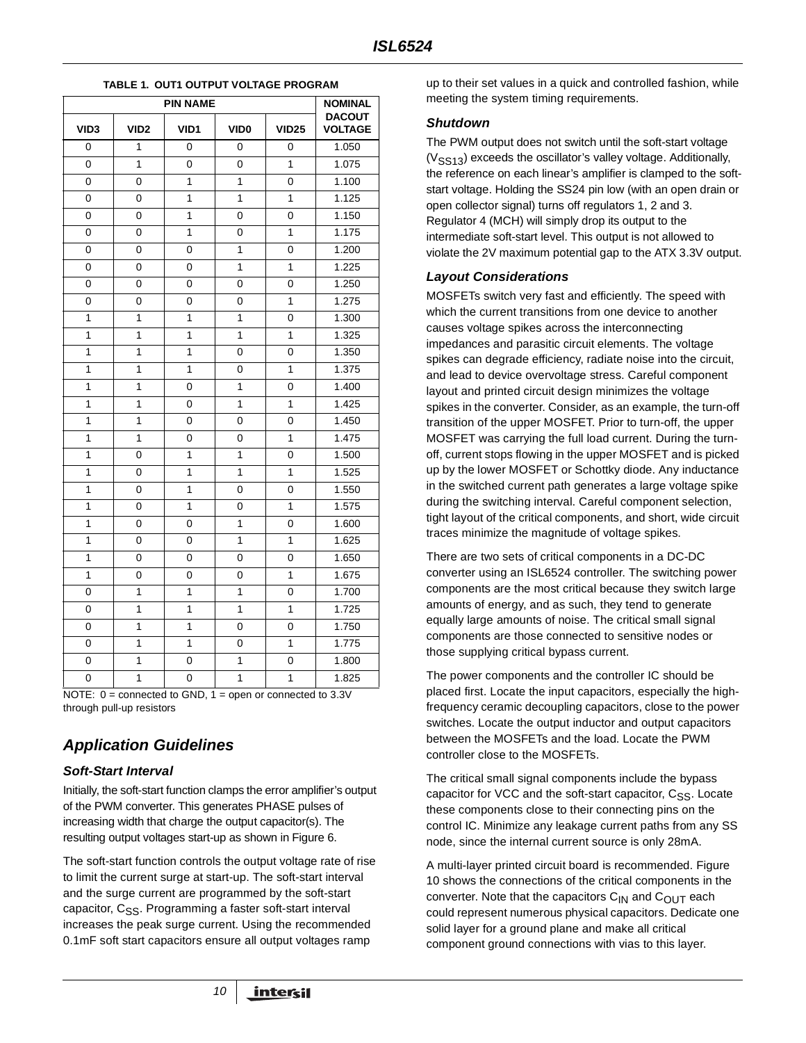**TABLE 1. OUT1 OUTPUT VOLTAGE PROGRAM**

| PIN NAME | | | | | NOMINAL DACOUT VOLTAGE |
|---|---|---|---|---|---|
| VID3 | VID2 | VID1 | VID0 | VID25 | |
| 0 | 1 | 0 | 0 | 0 | 1.050 |
| 0 | 1 | 0 | 0 | 1 | 1.075 |
| 0 | 0 | 1 | 1 | 0 | 1.100 |
| 0 | 0 | 1 | 1 | 1 | 1.125 |
| 0 | 0 | 1 | 0 | 0 | 1.150 |
| 0 | 0 | 1 | 0 | 1 | 1.175 |
| 0 | 0 | 0 | 1 | 0 | 1.200 |
| 0 | 0 | 0 | 1 | 1 | 1.225 |
| 0 | 0 | 0 | 0 | 0 | 1.250 |
| 0 | 0 | 0 | 0 | 1 | 1.275 |
| 1 | 1 | 1 | 1 | 0 | 1.300 |
| 1 | 1 | 1 | 1 | 1 | 1.325 |
| 1 | 1 | 1 | 0 | 0 | 1.350 |
| 1 | 1 | 1 | 0 | 1 | 1.375 |
| 1 | 1 | 0 | 1 | 0 | 1.400 |
| 1 | 1 | 0 | 1 | 1 | 1.425 |
| 1 | 1 | 0 | 0 | 0 | 1.450 |
| 1 | 1 | 0 | 0 | 1 | 1.475 |
| 1 | 0 | 1 | 1 | 0 | 1.500 |
| 1 | 0 | 1 | 1 | 1 | 1.525 |
| 1 | 0 | 1 | 0 | 0 | 1.550 |
| 1 | 0 | 1 | 0 | 1 | 1.575 |
| 1 | 0 | 0 | 1 | 0 | 1.600 |
| 1 | 0 | 0 | 1 | 1 | 1.625 |
| 1 | 0 | 0 | 0 | 0 | 1.650 |
| 1 | 0 | 0 | 0 | 1 | 1.675 |
| 0 | 1 | 1 | 1 | 0 | 1.700 |
| 0 | 1 | 1 | 1 | 1 | 1.725 |
| 0 | 1 | 1 | 0 | 0 | 1.750 |
| 0 | 1 | 1 | 0 | 1 | 1.775 |
| 0 | 1 | 0 | 1 | 0 | 1.800 |
| 0 | 1 | 0 | 1 | 1 | 1.825 |

NOTE: 0 = connected to GND, 1 = open or connected to 3.3V through pull-up resistors

## Application Guidelines

### Soft-Start Interval

Initially, the soft-start function clamps the error amplifier's output of the PWM converter. This generates PHASE pulses of increasing width that charge the output capacitor(s). The resulting output voltages start-up as shown in Figure 6.

The soft-start function controls the output voltage rate of rise to limit the current surge at start-up. The soft-start interval and the surge current are programmed by the soft-start capacitor, $C_{SS}$. Programming a faster soft-start interval increases the peak surge current. Using the recommended 0.1mF soft start capacitors ensure all output voltages ramp up to their set values in a quick and controlled fashion, while meeting the system timing requirements.

### Shutdown

The PWM output does not switch until the soft-start voltage ($V_{SS13}$) exceeds the oscillator's valley voltage. Additionally, the reference on each linear's amplifier is clamped to the soft-start voltage. Holding the SS24 pin low (with an open drain or open collector signal) turns off regulators 1, 2 and 3. Regulator 4 (MCH) will simply drop its output to the intermediate soft-start level. This output is not allowed to violate the 2V maximum potential gap to the ATX 3.3V output.

### Layout Considerations

MOSFETs switch very fast and efficiently. The speed with which the current transitions from one device to another causes voltage spikes across the interconnecting impedances and parasitic circuit elements. The voltage spikes can degrade efficiency, radiate noise into the circuit, and lead to device overvoltage stress. Careful component layout and printed circuit design minimizes the voltage spikes in the converter. Consider, as an example, the turn-off transition of the upper MOSFET. Prior to turn-off, the upper MOSFET was carrying the full load current. During the turn-off, current stops flowing in the upper MOSFET and is picked up by the lower MOSFET or Schottky diode. Any inductance in the switched current path generates a large voltage spike during the switching interval. Careful component selection, tight layout of the critical components, and short, wide circuit traces minimize the magnitude of voltage spikes.

There are two sets of critical components in a DC-DC converter using an ISL6524 controller. The switching power components are the most critical because they switch large amounts of energy, and as such, they tend to generate equally large amounts of noise. The critical small signal components are those connected to sensitive nodes or those supplying critical bypass current.

The power components and the controller IC should be placed first. Locate the input capacitors, especially the high-frequency ceramic decoupling capacitors, close to the power switches. Locate the output inductor and output capacitors between the MOSFETs and the load. Locate the PWM controller close to the MOSFETs.

The critical small signal components include the bypass capacitor for VCC and the soft-start capacitor, $C_{SS}$. Locate these components close to their connecting pins on the control IC. Minimize any leakage current paths from any SS node, since the internal current source is only 28mA.

A multi-layer printed circuit board is recommended. Figure 10 shows the connections of the critical components in the converter. Note that the capacitors $C_{IN}$ and $C_{OUT}$ each could represent numerous physical capacitors. Dedicate one solid layer for a ground plane and make all critical component ground connections with vias to this layer.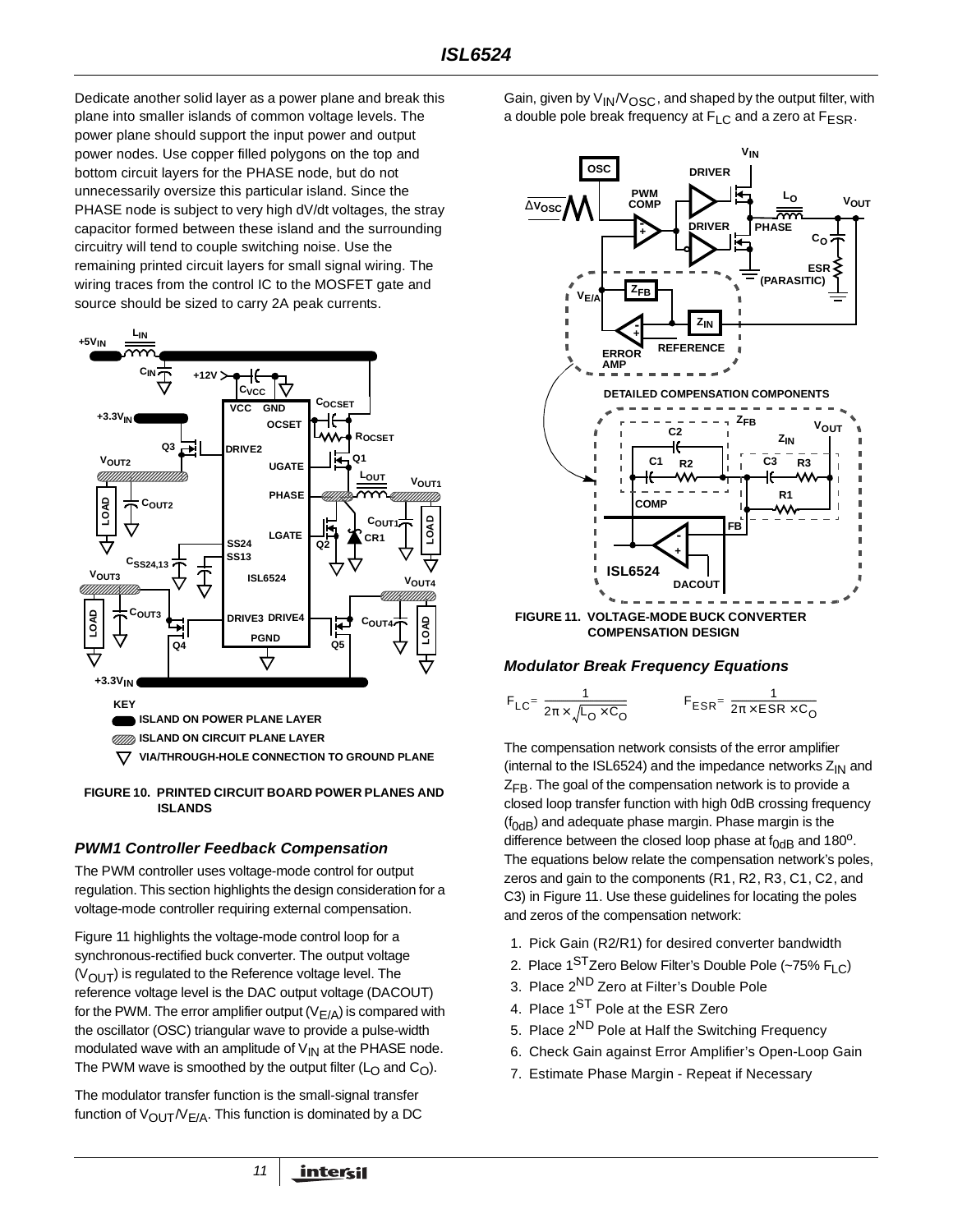Dedicate another solid layer as a power plane and break this plane into smaller islands of common voltage levels. The power plane should support the input power and output power nodes. Use copper filled polygons on the top and bottom circuit layers for the PHASE node, but do not unnecessarily oversize this particular island. Since the PHASE node is subject to very high dV/dt voltages, the stray capacitor formed between these island and the surrounding circuitry will tend to couple switching noise. Use the remaining printed circuit layers for small signal wiring. The wiring traces from the control IC to the MOSFET gate and source should be sized to carry 2A peak currents.

FIGURE 10. PRINTED CIRCUIT BOARD POWER PLANES AND ISLANDS

### PWM1 Controller Feedback Compensation

The PWM controller uses voltage-mode control for output regulation. This section highlights the design consideration for a voltage-mode controller requiring external compensation.

Figure 11 highlights the voltage-mode control loop for a synchronous-rectified buck converter. The output voltage ($V_{OUT}$) is regulated to the Reference voltage level. The reference voltage level is the DAC output voltage (DACOUT) for the PWM. The error amplifier output ($V_{E/A}$) is compared with the oscillator (OSC) triangular wave to provide a pulse-width modulated wave with an amplitude of $V_{IN}$ at the PHASE node. The PWM wave is smoothed by the output filter ($L_O$ and $C_O$).

The modulator transfer function is the small-signal transfer function of $V_{OUT}/V_{E/A}$. This function is dominated by a DC Gain, given by $V_{IN}/V_{OSC}$, and shaped by the output filter, with a double pole break frequency at $F_{LC}$ and a zero at $F_{ESR}$.

FIGURE 11. VOLTAGE-MODE BUCK CONVERTER COMPENSATION DESIGN

### Modulator Break Frequency Equations

$$F_{LC} = \frac{1}{2\pi \times \sqrt{L_O \times C_O}} \qquad F_{ESR} = \frac{1}{2\pi \times ESR \times C_O}$$

The compensation network consists of the error amplifier (internal to the ISL6524) and the impedance networks $Z_{IN}$ and $Z_{FB}$. The goal of the compensation network is to provide a closed loop transfer function with high 0dB crossing frequency ($f_{0dB}$) and adequate phase margin. Phase margin is the difference between the closed loop phase at $f_{0dB}$ and 180°. The equations below relate the compensation network's poles, zeros and gain to the components (R1, R2, R3, C1, C2, and C3) in Figure 11. Use these guidelines for locating the poles and zeros of the compensation network:

1. Pick Gain (R2/R1) for desired converter bandwidth
2. Place 1ST Zero Below Filter's Double Pole (~75% $F_{LC}$)
3. Place 2ND Zero at Filter's Double Pole
4. Place 1ST Pole at the ESR Zero
5. Place 2ND Pole at Half the Switching Frequency
6. Check Gain against Error Amplifier's Open-Loop Gain
7. Estimate Phase Margin - Repeat if Necessary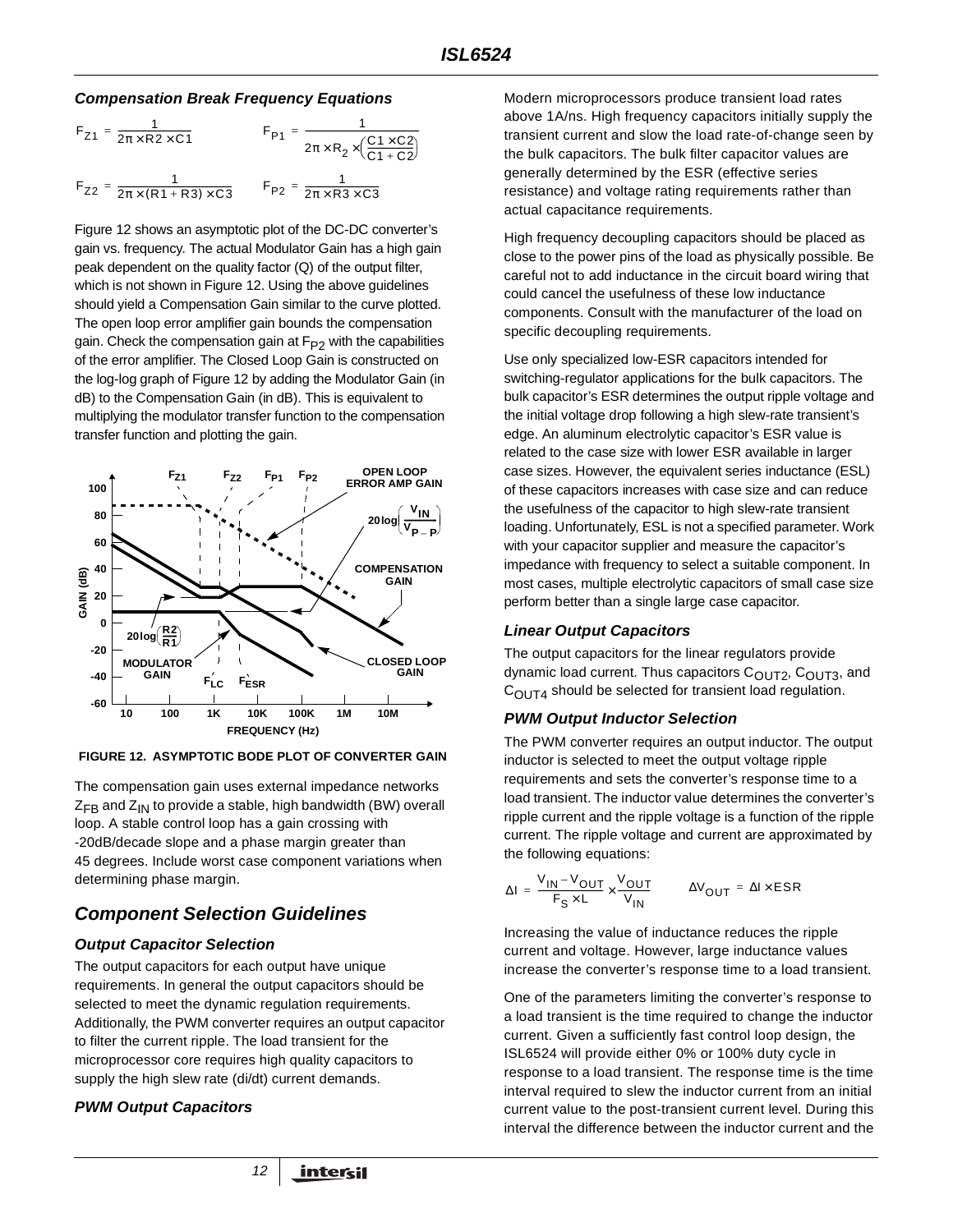### Compensation Break Frequency Equations

$$F_{Z1} = \frac{1}{2\pi \times R2 \times C1} \qquad F_{P1} = \frac{1}{2\pi \times R_2 \times \left(\frac{C1 \times C2}{C1 + C2}\right)}$$

$$F_{Z2} = \frac{1}{2\pi \times (R1 + R3) \times C3} \qquad F_{P2} = \frac{1}{2\pi \times R3 \times C3}$$

Figure 12 shows an asymptotic plot of the DC-DC converter's gain vs. frequency. The actual Modulator Gain has a high gain peak dependent on the quality factor (Q) of the output filter, which is not shown in Figure 12. Using the above guidelines should yield a Compensation Gain similar to the curve plotted. The open loop error amplifier gain bounds the compensation gain. Check the compensation gain at $F_{P2}$ with the capabilities of the error amplifier. The Closed Loop Gain is constructed on the log-log graph of Figure 12 by adding the Modulator Gain (in dB) to the Compensation Gain (in dB). This is equivalent to multiplying the modulator transfer function to the compensation transfer function and plotting the gain.

**FIGURE 12. ASYMPTOTIC BODE PLOT OF CONVERTER GAIN**

The compensation gain uses external impedance networks $Z_{FB}$ and $Z_{IN}$ to provide a stable, high bandwidth (BW) overall loop. A stable control loop has a gain crossing with -20dB/decade slope and a phase margin greater than 45 degrees. Include worst case component variations when determining phase margin.

## Component Selection Guidelines

### Output Capacitor Selection

The output capacitors for each output have unique requirements. In general the output capacitors should be selected to meet the dynamic regulation requirements. Additionally, the PWM converter requires an output capacitor to filter the current ripple. The load transient for the microprocessor core requires high quality capacitors to supply the high slew rate (di/dt) current demands.

### PWM Output Capacitors

Modern microprocessors produce transient load rates above 1A/ns. High frequency capacitors initially supply the transient current and slow the load rate-of-change seen by the bulk capacitors. The bulk filter capacitor values are generally determined by the ESR (effective series resistance) and voltage rating requirements rather than actual capacitance requirements.

High frequency decoupling capacitors should be placed as close to the power pins of the load as physically possible. Be careful not to add inductance in the circuit board wiring that could cancel the usefulness of these low inductance components. Consult with the manufacturer of the load on specific decoupling requirements.

Use only specialized low-ESR capacitors intended for switching-regulator applications for the bulk capacitors. The bulk capacitor's ESR determines the output ripple voltage and the initial voltage drop following a high slew-rate transient's edge. An aluminum electrolytic capacitor's ESR value is related to the case size with lower ESR available in larger case sizes. However, the equivalent series inductance (ESL) of these capacitors increases with case size and can reduce the usefulness of the capacitor to high slew-rate transient loading. Unfortunately, ESL is not a specified parameter. Work with your capacitor supplier and measure the capacitor's impedance with frequency to select a suitable component. In most cases, multiple electrolytic capacitors of small case size perform better than a single large case capacitor.

### Linear Output Capacitors

The output capacitors for the linear regulators provide dynamic load current. Thus capacitors $C_{OUT2}$, $C_{OUT3}$, and $C_{OUT4}$ should be selected for transient load regulation.

### PWM Output Inductor Selection

The PWM converter requires an output inductor. The output inductor is selected to meet the output voltage ripple requirements and sets the converter's response time to a load transient. The inductor value determines the converter's ripple current and the ripple voltage is a function of the ripple current. The ripple voltage and current are approximated by the following equations:

$$\Delta I = \frac{V_{IN} - V_{OUT}}{F_S \times L} \times \frac{V_{OUT}}{V_{IN}} \qquad \Delta V_{OUT} = \Delta I \times ESR$$

Increasing the value of inductance reduces the ripple current and voltage. However, large inductance values increase the converter's response time to a load transient.

One of the parameters limiting the converter's response to a load transient is the time required to change the inductor current. Given a sufficiently fast control loop design, the ISL6524 will provide either 0% or 100% duty cycle in response to a load transient. The response time is the time interval required to slew the inductor current from an initial current value to the post-transient current level. During this interval the difference between the inductor current and the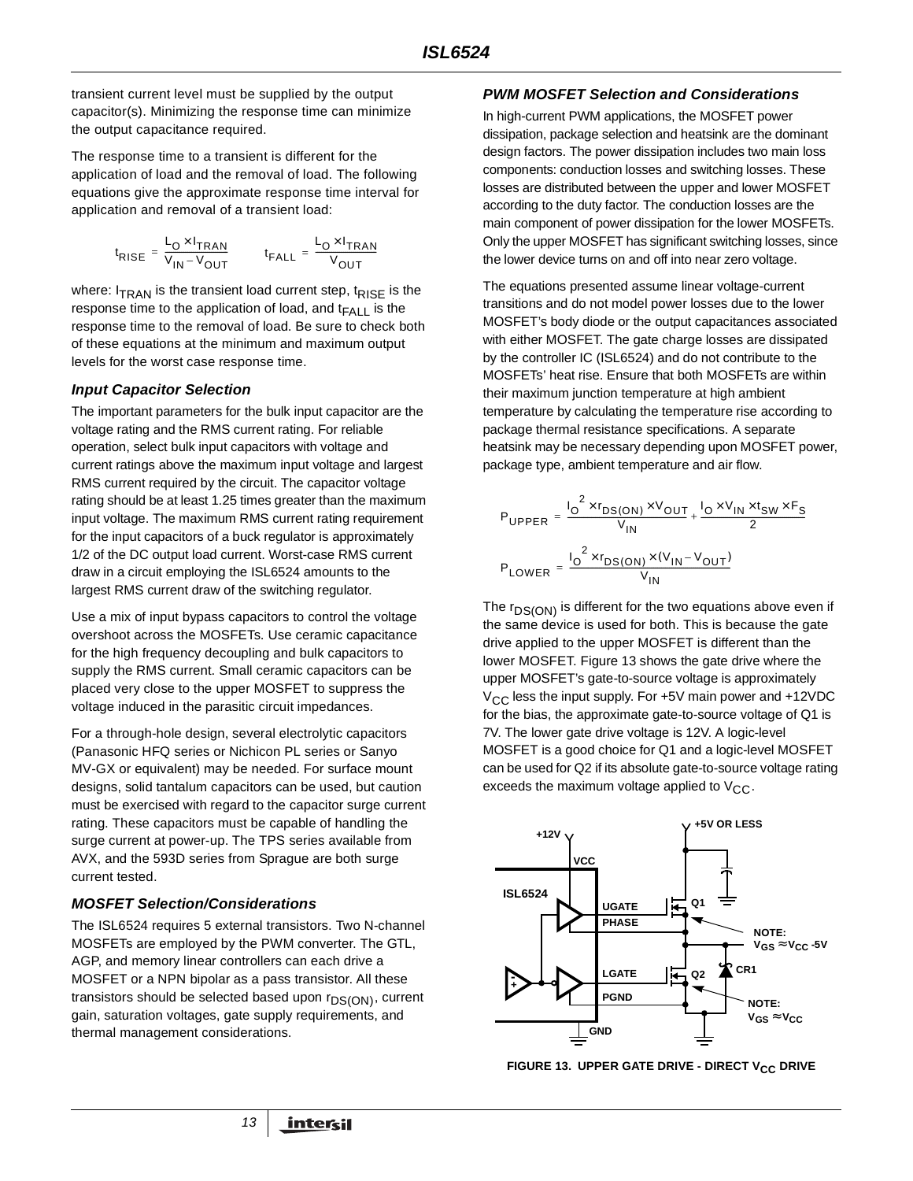transient current level must be supplied by the output capacitor(s). Minimizing the response time can minimize the output capacitance required.

The response time to a transient is different for the application of load and the removal of load. The following equations give the approximate response time interval for application and removal of a transient load:

$$t_{RISE} = \frac{L_O \times I_{TRAN}}{V_{IN} - V_{OUT}} \qquad t_{FALL} = \frac{L_O \times I_{TRAN}}{V_{OUT}}$$

where: $I_{TRAN}$ is the transient load current step, $t_{RISE}$ is the response time to the application of load, and $t_{FALL}$ is the response time to the removal of load. Be sure to check both of these equations at the minimum and maximum output levels for the worst case response time.

### *Input Capacitor Selection*

The important parameters for the bulk input capacitor are the voltage rating and the RMS current rating. For reliable operation, select bulk input capacitors with voltage and current ratings above the maximum input voltage and largest RMS current required by the circuit. The capacitor voltage rating should be at least 1.25 times greater than the maximum input voltage. The maximum RMS current rating requirement for the input capacitors of a buck regulator is approximately 1/2 of the DC output load current. Worst-case RMS current draw in a circuit employing the ISL6524 amounts to the largest RMS current draw of the switching regulator.

Use a mix of input bypass capacitors to control the voltage overshoot across the MOSFETs. Use ceramic capacitance for the high frequency decoupling and bulk capacitors to supply the RMS current. Small ceramic capacitors can be placed very close to the upper MOSFET to suppress the voltage induced in the parasitic circuit impedances.

For a through-hole design, several electrolytic capacitors (Panasonic HFQ series or Nichicon PL series or Sanyo MV-GX or equivalent) may be needed. For surface mount designs, solid tantalum capacitors can be used, but caution must be exercised with regard to the capacitor surge current rating. These capacitors must be capable of handling the surge current at power-up. The TPS series available from AVX, and the 593D series from Sprague are both surge current tested.

### *MOSFET Selection/Considerations*

The ISL6524 requires 5 external transistors. Two N-channel MOSFETs are employed by the PWM converter. The GTL, AGP, and memory linear controllers can each drive a MOSFET or a NPN bipolar as a pass transistor. All these transistors should be selected based upon $r_{DS(ON)}$, current gain, saturation voltages, gate supply requirements, and thermal management considerations.

### *PWM MOSFET Selection and Considerations*

In high-current PWM applications, the MOSFET power dissipation, package selection and heatsink are the dominant design factors. The power dissipation includes two main loss components: conduction losses and switching losses. These losses are distributed between the upper and lower MOSFET according to the duty factor. The conduction losses are the main component of power dissipation for the lower MOSFETs. Only the upper MOSFET has significant switching losses, since the lower device turns on and off into near zero voltage.

The equations presented assume linear voltage-current transitions and do not model power losses due to the lower MOSFET's body diode or the output capacitances associated with either MOSFET. The gate charge losses are dissipated by the controller IC (ISL6524) and do not contribute to the MOSFETs' heat rise. Ensure that both MOSFETs are within their maximum junction temperature at high ambient temperature by calculating the temperature rise according to package thermal resistance specifications. A separate heatsink may be necessary depending upon MOSFET power, package type, ambient temperature and air flow.

$$P_{UPPER} = \frac{I_O^2 \times r_{DS(ON)} \times V_{OUT}}{V_{IN}} + \frac{I_O \times V_{IN} \times t_{SW} \times F_S}{2}$$

$$P_{LOWER} = \frac{I_O^2 \times r_{DS(ON)} \times (V_{IN} - V_{OUT})}{V_{IN}}$$

The $r_{DS(ON)}$ is different for the two equations above even if the same device is used for both. This is because the gate drive applied to the upper MOSFET is different than the lower MOSFET. Figure 13 shows the gate drive where the upper MOSFET's gate-to-source voltage is approximately $V_{CC}$ less the input supply. For +5V main power and +12VDC for the bias, the approximate gate-to-source voltage of Q1 is 7V. The lower gate drive voltage is 12V. A logic-level MOSFET is a good choice for Q1 and a logic-level MOSFET can be used for Q2 if its absolute gate-to-source voltage rating exceeds the maximum voltage applied to $V_{CC}$.

FIGURE 13. UPPER GATE DRIVE - DIRECT $V_{CC}$ DRIVE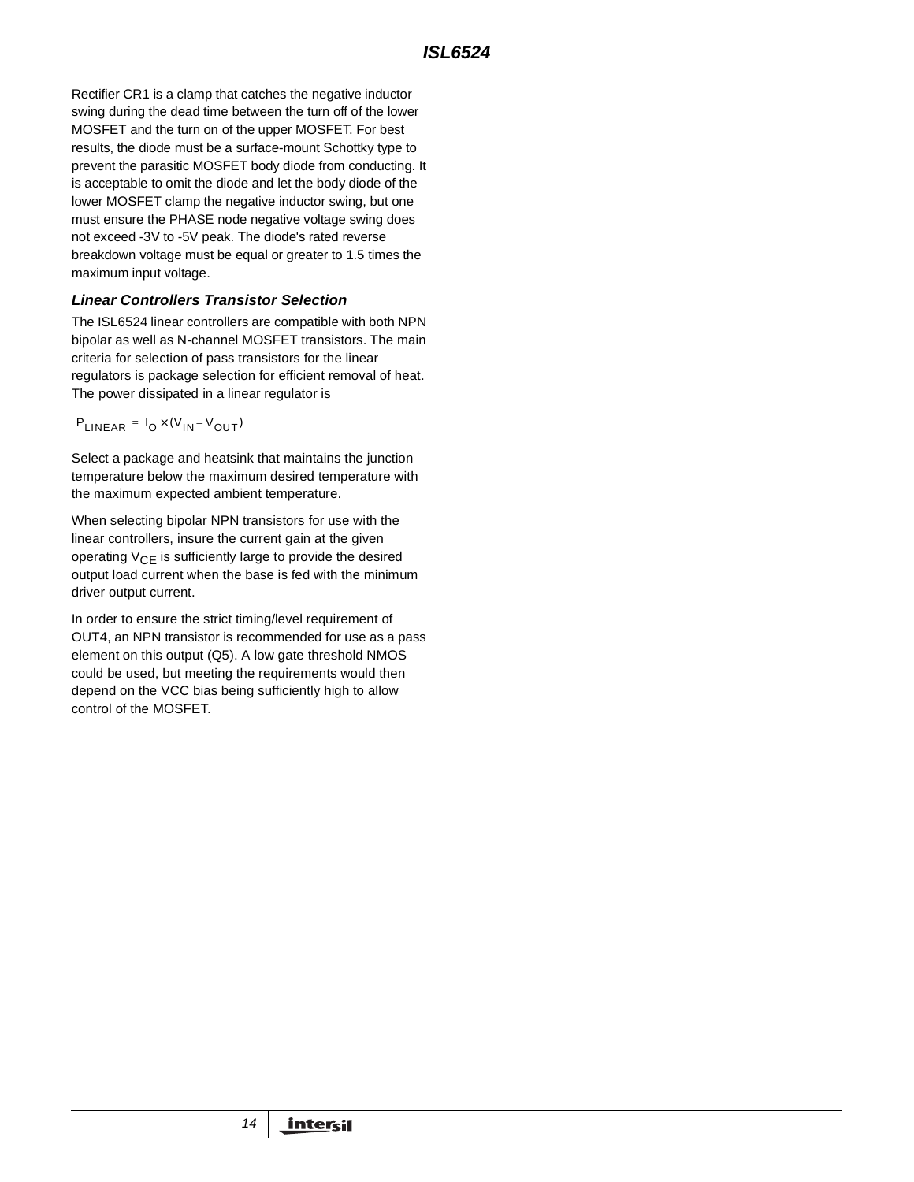Rectifier CR1 is a clamp that catches the negative inductor swing during the dead time between the turn off of the lower MOSFET and the turn on of the upper MOSFET. For best results, the diode must be a surface-mount Schottky type to prevent the parasitic MOSFET body diode from conducting. It is acceptable to omit the diode and let the body diode of the lower MOSFET clamp the negative inductor swing, but one must ensure the PHASE node negative voltage swing does not exceed -3V to -5V peak. The diode's rated reverse breakdown voltage must be equal or greater to 1.5 times the maximum input voltage.

### *Linear Controllers Transistor Selection*

The ISL6524 linear controllers are compatible with both NPN bipolar as well as N-channel MOSFET transistors. The main criteria for selection of pass transistors for the linear regulators is package selection for efficient removal of heat. The power dissipated in a linear regulator is

$$P_{LINEAR} = I_O \times (V_{IN} - V_{OUT})$$

Select a package and heatsink that maintains the junction temperature below the maximum desired temperature with the maximum expected ambient temperature.

When selecting bipolar NPN transistors for use with the linear controllers, insure the current gain at the given operating $V_{CE}$ is sufficiently large to provide the desired output load current when the base is fed with the minimum driver output current.

In order to ensure the strict timing/level requirement of OUT4, an NPN transistor is recommended for use as a pass element on this output (Q5). A low gate threshold NMOS could be used, but meeting the requirements would then depend on the VCC bias being sufficiently high to allow control of the MOSFET.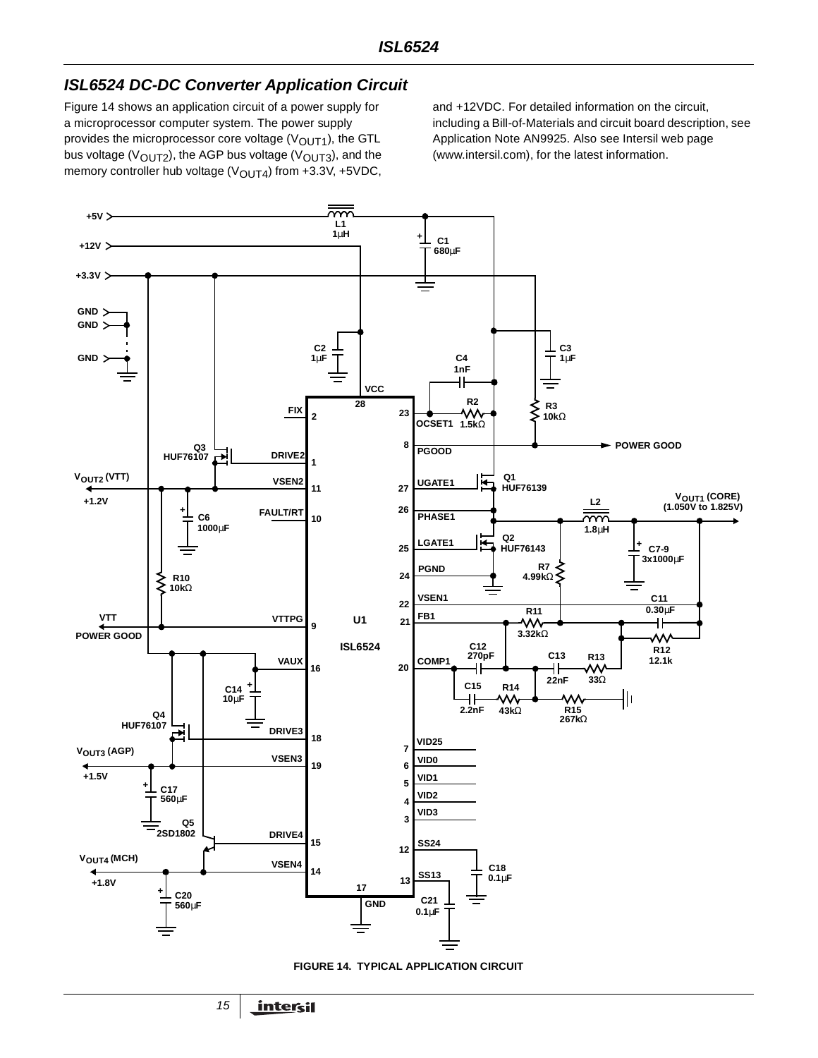## ISL6524 DC-DC Converter Application Circuit

Figure 14 shows an application circuit of a power supply for a microprocessor computer system. The power supply provides the microprocessor core voltage ($V_{OUT1}$), the GTL bus voltage ($V_{OUT2}$), the AGP bus voltage ($V_{OUT3}$), and the memory controller hub voltage ($V_{OUT4}$) from +3.3V, +5VDC, and +12VDC. For detailed information on the circuit, including a Bill-of-Materials and circuit board description, see Application Note AN9925. Also see Intersil web page (www.intersil.com), for the latest information.

FIGURE 14. TYPICAL APPLICATION CIRCUIT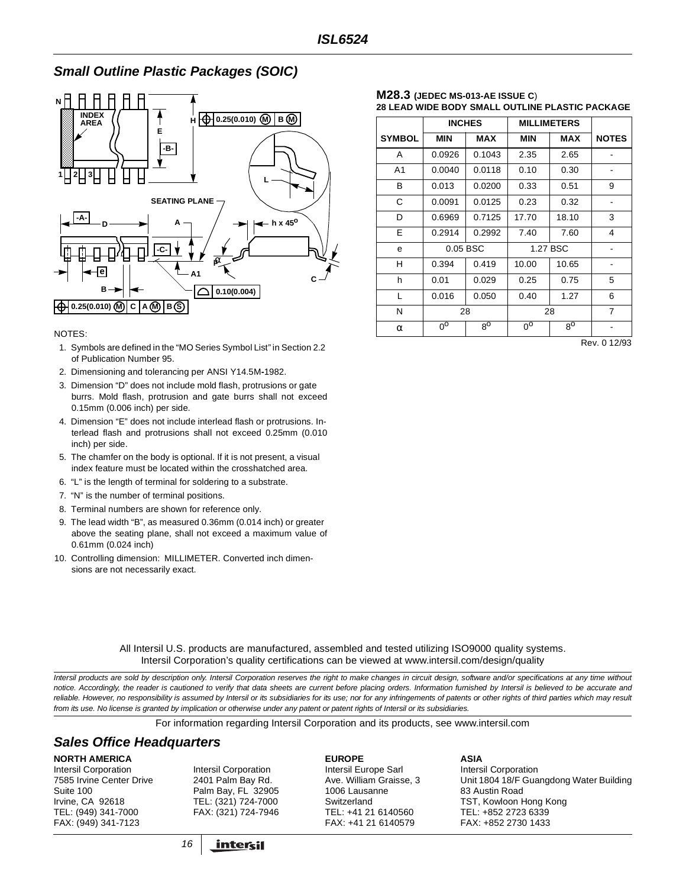## Small Outline Plastic Packages (SOIC)

N
INDEX AREA
H
0.25(0.010) M B M
E
-B-
1 2 3
L
SEATING PLANE
-A-
D
A
h x 45°
-C-
α
e
A1
C
B
0.10(0.004)
0.25(0.010) M C A M B S

NOTES:

1. Symbols are defined in the "MO Series Symbol List" in Section 2.2 of Publication Number 95.
2. Dimensioning and tolerancing per ANSI Y14.5M-1982.
3. Dimension "D" does not include mold flash, protrusions or gate burrs. Mold flash, protrusion and gate burrs shall not exceed 0.15mm (0.006 inch) per side.
4. Dimension "E" does not include interlead flash or protrusions. Interlead flash and protrusions shall not exceed 0.25mm (0.010 inch) per side.
5. The chamfer on the body is optional. If it is not present, a visual index feature must be located within the crosshatched area.
6. "L" is the length of terminal for soldering to a substrate.
7. "N" is the number of terminal positions.
8. Terminal numbers are shown for reference only.
9. The lead width "B", as measured 0.36mm (0.014 inch) or greater above the seating plane, shall not exceed a maximum value of 0.61mm (0.024 inch)
10. Controlling dimension: MILLIMETER. Converted inch dimensions are not necessarily exact.

**M28.3** (JEDEC MS-013-AE ISSUE C)
**28 LEAD WIDE BODY SMALL OUTLINE PLASTIC PACKAGE**

| | INCHES | | MILLIMETERS | | |
|---|---|---|---|---|---|
| SYMBOL | MIN | MAX | MIN | MAX | NOTES |
| A | 0.0926 | 0.1043 | 2.35 | 2.65 | - |
| A1 | 0.0040 | 0.0118 | 0.10 | 0.30 | - |
| B | 0.013 | 0.0200 | 0.33 | 0.51 | 9 |
| C | 0.0091 | 0.0125 | 0.23 | 0.32 | - |
| D | 0.6969 | 0.7125 | 17.70 | 18.10 | 3 |
| E | 0.2914 | 0.2992 | 7.40 | 7.60 | 4 |
| e | 0.05 BSC | | 1.27 BSC | | - |
| H | 0.394 | 0.419 | 10.00 | 10.65 | - |
| h | 0.01 | 0.029 | 0.25 | 0.75 | 5 |
| L | 0.016 | 0.050 | 0.40 | 1.27 | 6 |
| N | 28 | | 28 | | 7 |
| α | 0° | 8° | 0° | 8° | - |

Rev. 0 12/93

All Intersil U.S. products are manufactured, assembled and tested utilizing ISO9000 quality systems.
Intersil Corporation's quality certifications can be viewed at www.intersil.com/design/quality

*Intersil products are sold by description only. Intersil Corporation reserves the right to make changes in circuit design, software and/or specifications at any time without notice. Accordingly, the reader is cautioned to verify that data sheets are current before placing orders. Information furnished by Intersil is believed to be accurate and reliable. However, no responsibility is assumed by Intersil or its subsidiaries for its use; nor for any infringements of patents or other rights of third parties which may result from its use. No license is granted by implication or otherwise under any patent or patent rights of Intersil or its subsidiaries.*

For information regarding Intersil Corporation and its products, see www.intersil.com

## Sales Office Headquarters

**NORTH AMERICA**
Intersil Corporation
7585 Irvine Center Drive
Suite 100
Irvine, CA 92618
TEL: (949) 341-7000
FAX: (949) 341-7123

Intersil Corporation
2401 Palm Bay Rd.
Palm Bay, FL 32905
TEL: (321) 724-7000
FAX: (321) 724-7946

**EUROPE**
Intersil Europe Sarl
Ave. William Graisse, 3
1006 Lausanne
Switzerland
TEL: +41 21 6140560
FAX: +41 21 6140579

**ASIA**
Intersil Corporation
Unit 1804 18/F Guangdong Water Building
83 Austin Road
TST, Kowloon Hong Kong
TEL: +852 2723 6339
FAX: +852 2730 1433